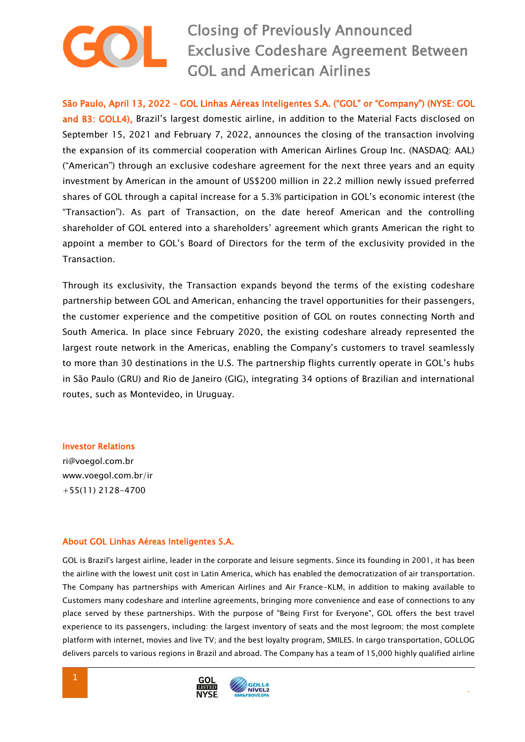# Closing of Previously Announced Exclusive Codeshare Agreement Between GOL and American Airlines

**São Paulo, April 13, 2022 – GOL Linhas Aéreas Inteligentes S.A. ("GOL" or "Company") (NYSE: GOL and B3: GOLL4),** Brazil's largest domestic airline, in addition to the Material Facts disclosed on September 15, 2021 and February 7, 2022, announces the closing of the transaction involving the expansion of its commercial cooperation with American Airlines Group Inc. (NASDAQ: AAL) ("American") through an exclusive codeshare agreement for the next three years and an equity investment by American in the amount of US$200 million in 22.2 million newly issued preferred shares of GOL through a capital increase for a 5.3% participation in GOL's economic interest (the "Transaction"). As part of Transaction, on the date hereof American and the controlling shareholder of GOL entered into a shareholders' agreement which grants American the right to appoint a member to GOL's Board of Directors for the term of the exclusivity provided in the Transaction.

Through its exclusivity, the Transaction expands beyond the terms of the existing codeshare partnership between GOL and American, enhancing the travel opportunities for their passengers, the customer experience and the competitive position of GOL on routes connecting North and South America. In place since February 2020, the existing codeshare already represented the largest route network in the Americas, enabling the Company's customers to travel seamlessly to more than 30 destinations in the U.S. The partnership flights currently operate in GOL's hubs in São Paulo (GRU) and Rio de Janeiro (GIG), integrating 34 options of Brazilian and international routes, such as Montevideo, in Uruguay.

**Investor Relations**
ri@voegol.com.br
www.voegol.com.br/ir
+55(11) 2128-4700

## About GOL Linhas Aéreas Inteligentes S.A.

GOL is Brazil's largest airline, leader in the corporate and leisure segments. Since its founding in 2001, it has been the airline with the lowest unit cost in Latin America, which has enabled the democratization of air transportation. The Company has partnerships with American Airlines and Air France-KLM, in addition to making available to Customers many codeshare and interline agreements, bringing more convenience and ease of connections to any place served by these partnerships. With the purpose of "Being First for Everyone", GOL offers the best travel experience to its passengers, including: the largest inventory of seats and the most legroom; the most complete platform with internet, movies and live TV; and the best loyalty program, SMILES. In cargo transportation, GOLLOG delivers parcels to various regions in Brazil and abroad. The Company has a team of 15,000 highly qualified airline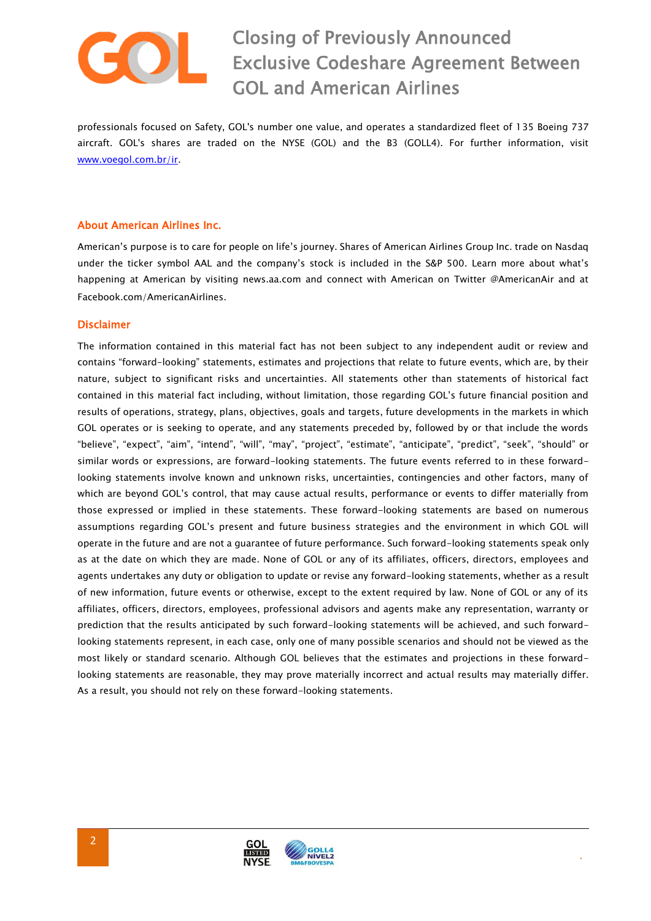professionals focused on Safety, GOL's number one value, and operates a standardized fleet of 135 Boeing 737 aircraft. GOL's shares are traded on the NYSE (GOL) and the B3 (GOLL4). For further information, visit www.voegol.com.br/ir.

## About American Airlines Inc.

American's purpose is to care for people on life's journey. Shares of American Airlines Group Inc. trade on Nasdaq under the ticker symbol AAL and the company's stock is included in the S&P 500. Learn more about what's happening at American by visiting news.aa.com and connect with American on Twitter @AmericanAir and at Facebook.com/AmericanAirlines.

## Disclaimer

The information contained in this material fact has not been subject to any independent audit or review and contains "forward-looking" statements, estimates and projections that relate to future events, which are, by their nature, subject to significant risks and uncertainties. All statements other than statements of historical fact contained in this material fact including, without limitation, those regarding GOL's future financial position and results of operations, strategy, plans, objectives, goals and targets, future developments in the markets in which GOL operates or is seeking to operate, and any statements preceded by, followed by or that include the words "believe", "expect", "aim", "intend", "will", "may", "project", "estimate", "anticipate", "predict", "seek", "should" or similar words or expressions, are forward-looking statements. The future events referred to in these forward-looking statements involve known and unknown risks, uncertainties, contingencies and other factors, many of which are beyond GOL's control, that may cause actual results, performance or events to differ materially from those expressed or implied in these statements. These forward-looking statements are based on numerous assumptions regarding GOL's present and future business strategies and the environment in which GOL will operate in the future and are not a guarantee of future performance. Such forward-looking statements speak only as at the date on which they are made. None of GOL or any of its affiliates, officers, directors, employees and agents undertakes any duty or obligation to update or revise any forward-looking statements, whether as a result of new information, future events or otherwise, except to the extent required by law. None of GOL or any of its affiliates, officers, directors, employees, professional advisors and agents make any representation, warranty or prediction that the results anticipated by such forward-looking statements will be achieved, and such forward-looking statements represent, in each case, only one of many possible scenarios and should not be viewed as the most likely or standard scenario. Although GOL believes that the estimates and projections in these forward-looking statements are reasonable, they may prove materially incorrect and actual results may materially differ. As a result, you should not rely on these forward-looking statements.